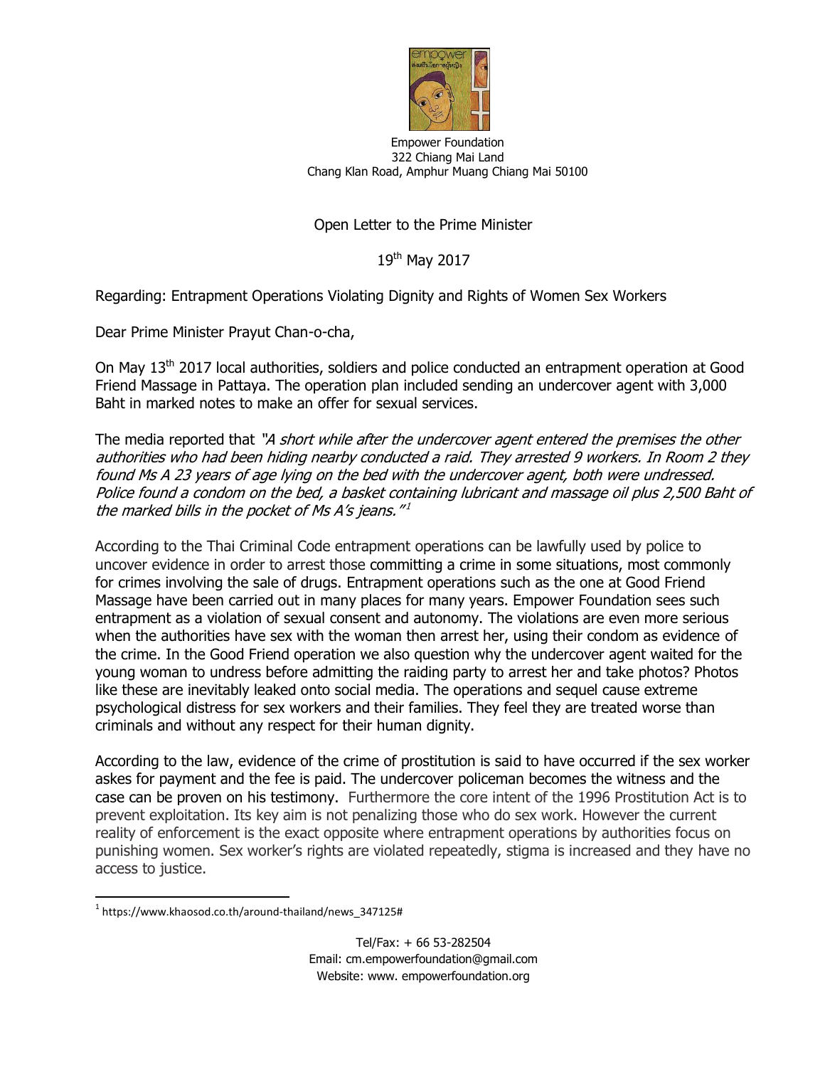Empower Foundation
322 Chiang Mai Land
Chang Klan Road, Amphur Muang Chiang Mai 50100

Open Letter to the Prime Minister

19th May 2017

Regarding: Entrapment Operations Violating Dignity and Rights of Women Sex Workers

Dear Prime Minister Prayut Chan-o-cha,

On May 13th 2017 local authorities, soldiers and police conducted an entrapment operation at Good Friend Massage in Pattaya. The operation plan included sending an undercover agent with 3,000 Baht in marked notes to make an offer for sexual services.

The media reported that *"A short while after the undercover agent entered the premises the other authorities who had been hiding nearby conducted a raid. They arrested 9 workers. In Room 2 they found Ms A 23 years of age lying on the bed with the undercover agent, both were undressed. Police found a condom on the bed, a basket containing lubricant and massage oil plus 2,500 Baht of the marked bills in the pocket of Ms A's jeans."*[1]

According to the Thai Criminal Code entrapment operations can be lawfully used by police to uncover evidence in order to arrest those committing a crime in some situations, most commonly for crimes involving the sale of drugs. Entrapment operations such as the one at Good Friend Massage have been carried out in many places for many years. Empower Foundation sees such entrapment as a violation of sexual consent and autonomy. The violations are even more serious when the authorities have sex with the woman then arrest her, using their condom as evidence of the crime. In the Good Friend operation we also question why the undercover agent waited for the young woman to undress before admitting the raiding party to arrest her and take photos? Photos like these are inevitably leaked onto social media. The operations and sequel cause extreme psychological distress for sex workers and their families. They feel they are treated worse than criminals and without any respect for their human dignity.

According to the law, evidence of the crime of prostitution is said to have occurred if the sex worker askes for payment and the fee is paid. The undercover policeman becomes the witness and the case can be proven on his testimony. Furthermore the core intent of the 1996 Prostitution Act is to prevent exploitation. Its key aim is not penalizing those who do sex work. However the current reality of enforcement is the exact opposite where entrapment operations by authorities focus on punishing women. Sex worker's rights are violated repeatedly, stigma is increased and they have no access to justice.

[1] https://www.khaosod.co.th/around-thailand/news_347125#

Tel/Fax: + 66 53-282504
Email: cm.empowerfoundation@gmail.com
Website: www. empowerfoundation.org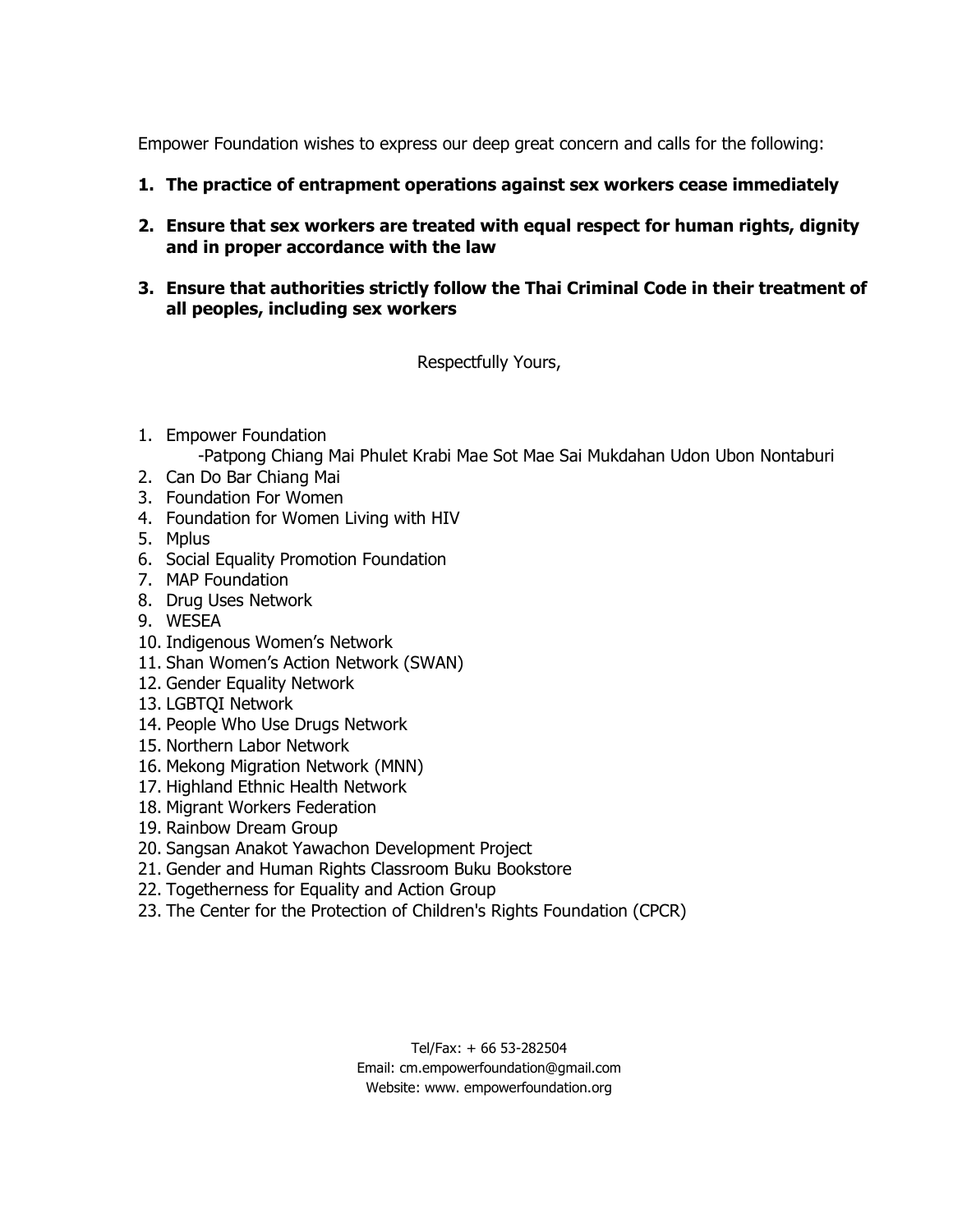Empower Foundation wishes to express our deep great concern and calls for the following:

1. **The practice of entrapment operations against sex workers cease immediately**
2. **Ensure that sex workers are treated with equal respect for human rights, dignity and in proper accordance with the law**
3. **Ensure that authorities strictly follow the Thai Criminal Code in their treatment of all peoples, including sex workers**

Respectfully Yours,

1. Empower Foundation
   -Patpong Chiang Mai Phulet Krabi Mae Sot Mae Sai Mukdahan Udon Ubon Nontaburi
2. Can Do Bar Chiang Mai
3. Foundation For Women
4. Foundation for Women Living with HIV
5. Mplus
6. Social Equality Promotion Foundation
7. MAP Foundation
8. Drug Uses Network
9. WESEA
10. Indigenous Women's Network
11. Shan Women's Action Network (SWAN)
12. Gender Equality Network
13. LGBTQI Network
14. People Who Use Drugs Network
15. Northern Labor Network
16. Mekong Migration Network (MNN)
17. Highland Ethnic Health Network
18. Migrant Workers Federation
19. Rainbow Dream Group
20. Sangsan Anakot Yawachon Development Project
21. Gender and Human Rights Classroom Buku Bookstore
22. Togetherness for Equality and Action Group
23. The Center for the Protection of Children's Rights Foundation (CPCR)

Tel/Fax: + 66 53-282504
Email: cm.empowerfoundation@gmail.com
Website: www. empowerfoundation.org